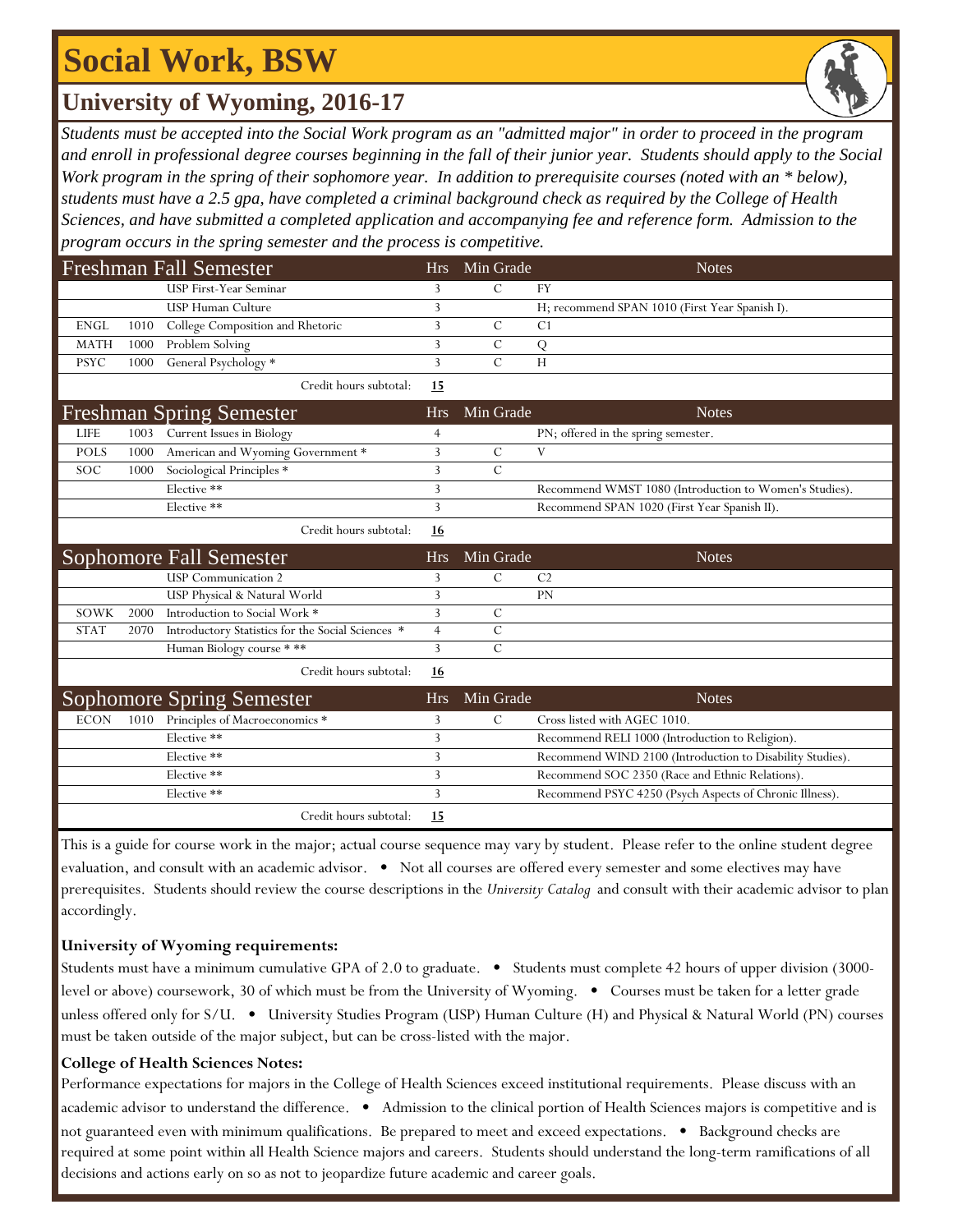# Social Work, BSW

## University of Wyoming, 2016-17

*Students must be accepted into the Social Work program as an "admitted major" in order to proceed in the program and enroll in professional degree courses beginning in the fall of their junior year. Students should apply to the Social Work program in the spring of their sophomore year. In addition to prerequisite courses (noted with an * below), students must have a 2.5 gpa, have completed a criminal background check as required by the College of Health Sciences, and have submitted a completed application and accompanying fee and reference form. Admission to the program occurs in the spring semester and the process is competitive.*

| Freshman Fall Semester | | | Hrs | Min Grade | Notes |
|---|---|---|---|---|---|
| | | USP First-Year Seminar | 3 | C | FY |
| | | USP Human Culture | 3 | | H; recommend SPAN 1010 (First Year Spanish I). |
| ENGL | 1010 | College Composition and Rhetoric | 3 | C | C1 |
| MATH | 1000 | Problem Solving | 3 | C | Q |
| PSYC | 1000 | General Psychology * | 3 | C | H |
| | | Credit hours subtotal: | **15** | | |

| Freshman Spring Semester | | | Hrs | Min Grade | Notes |
|---|---|---|---|---|---|
| LIFE | 1003 | Current Issues in Biology | 4 | | PN; offered in the spring semester. |
| POLS | 1000 | American and Wyoming Government * | 3 | C | V |
| SOC | 1000 | Sociological Principles * | 3 | C | |
| | | Elective ** | 3 | | Recommend WMST 1080 (Introduction to Women's Studies). |
| | | Elective ** | 3 | | Recommend SPAN 1020 (First Year Spanish II). |
| | | Credit hours subtotal: | **16** | | |

| Sophomore Fall Semester | | | Hrs | Min Grade | Notes |
|---|---|---|---|---|---|
| | | USP Communication 2 | 3 | C | C2 |
| | | USP Physical & Natural World | 3 | | PN |
| SOWK | 2000 | Introduction to Social Work * | 3 | C | |
| STAT | 2070 | Introductory Statistics for the Social Sciences * | 4 | C | |
| | | Human Biology course * ** | 3 | C | |
| | | Credit hours subtotal: | **16** | | |

| Sophomore Spring Semester | | | Hrs | Min Grade | Notes |
|---|---|---|---|---|---|
| ECON | 1010 | Principles of Macroeconomics * | 3 | C | Cross listed with AGEC 1010. |
| | | Elective ** | 3 | | Recommend RELI 1000 (Introduction to Religion). |
| | | Elective ** | 3 | | Recommend WIND 2100 (Introduction to Disability Studies). |
| | | Elective ** | 3 | | Recommend SOC 2350 (Race and Ethnic Relations). |
| | | Elective ** | 3 | | Recommend PSYC 4250 (Psych Aspects of Chronic Illness). |
| | | Credit hours subtotal: | **15** | | |

This is a guide for course work in the major; actual course sequence may vary by student. Please refer to the online student degree evaluation, and consult with an academic advisor. • Not all courses are offered every semester and some electives may have prerequisites. Students should review the course descriptions in the *University Catalog* and consult with their academic advisor to plan accordingly.

**University of Wyoming requirements:**

Students must have a minimum cumulative GPA of 2.0 to graduate. • Students must complete 42 hours of upper division (3000-level or above) coursework, 30 of which must be from the University of Wyoming. • Courses must be taken for a letter grade unless offered only for S/U. • University Studies Program (USP) Human Culture (H) and Physical & Natural World (PN) courses must be taken outside of the major subject, but can be cross-listed with the major.

**College of Health Sciences Notes:**

Performance expectations for majors in the College of Health Sciences exceed institutional requirements. Please discuss with an academic advisor to understand the difference. • Admission to the clinical portion of Health Sciences majors is competitive and is not guaranteed even with minimum qualifications. Be prepared to meet and exceed expectations. • Background checks are required at some point within all Health Science majors and careers. Students should understand the long-term ramifications of all decisions and actions early on so as not to jeopardize future academic and career goals.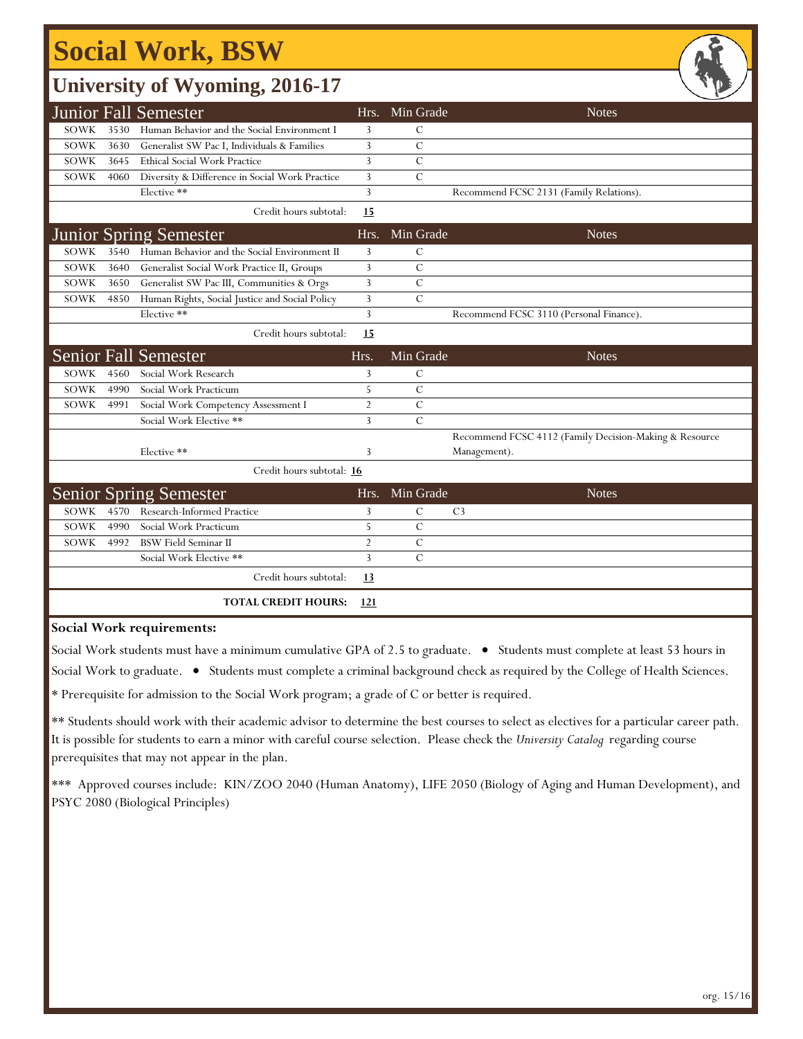# Social Work, BSW

## University of Wyoming, 2016-17

| Junior Fall Semester | | | Hrs. | Min Grade | Notes |
|---|---|---|---|---|---|
| SOWK | 3530 | Human Behavior and the Social Environment I | 3 | C | |
| SOWK | 3630 | Generalist SW Pac I, Individuals & Families | 3 | C | |
| SOWK | 3645 | Ethical Social Work Practice | 3 | C | |
| SOWK | 4060 | Diversity & Difference in Social Work Practice | 3 | C | |
| | | Elective ** | 3 | | Recommend FCSC 2131 (Family Relations). |
| | | Credit hours subtotal: | **15** | | |

| Junior Spring Semester | | | Hrs. | Min Grade | Notes |
|---|---|---|---|---|---|
| SOWK | 3540 | Human Behavior and the Social Environment II | 3 | C | |
| SOWK | 3640 | Generalist Social Work Practice II, Groups | 3 | C | |
| SOWK | 3650 | Generalist SW Pac III, Communities & Orgs | 3 | C | |
| SOWK | 4850 | Human Rights, Social Justice and Social Policy | 3 | C | |
| | | Elective ** | 3 | | Recommend FCSC 3110 (Personal Finance). |
| | | Credit hours subtotal: | **15** | | |

| Senior Fall Semester | | | Hrs. | Min Grade | Notes |
|---|---|---|---|---|---|
| SOWK | 4560 | Social Work Research | 3 | C | |
| SOWK | 4990 | Social Work Practicum | 5 | C | |
| SOWK | 4991 | Social Work Competency Assessment I | 2 | C | |
| | | Social Work Elective ** | 3 | C | |
| | | Elective ** | 3 | | Recommend FCSC 4112 (Family Decision-Making & Resource Management). |
| | | Credit hours subtotal: | **16** | | |

| Senior Spring Semester | | | Hrs. | Min Grade | Notes |
|---|---|---|---|---|---|
| SOWK | 4570 | Research-Informed Practice | 3 | C | C3 |
| SOWK | 4990 | Social Work Practicum | 5 | C | |
| SOWK | 4992 | BSW Field Seminar II | 2 | C | |
| | | Social Work Elective ** | 3 | C | |
| | | Credit hours subtotal: | **13** | | |
| | | **TOTAL CREDIT HOURS:** | **121** | | |

**Social Work requirements:**

Social Work students must have a minimum cumulative GPA of 2.5 to graduate. • Students must complete at least 53 hours in Social Work to graduate. • Students must complete a criminal background check as required by the College of Health Sciences.

* Prerequisite for admission to the Social Work program; a grade of C or better is required.

** Students should work with their academic advisor to determine the best courses to select as electives for a particular career path. It is possible for students to earn a minor with careful course selection. Please check the *University Catalog* regarding course prerequisites that may not appear in the plan.

*** Approved courses include: KIN/ZOO 2040 (Human Anatomy), LIFE 2050 (Biology of Aging and Human Development), and PSYC 2080 (Biological Principles)

org. 15/16